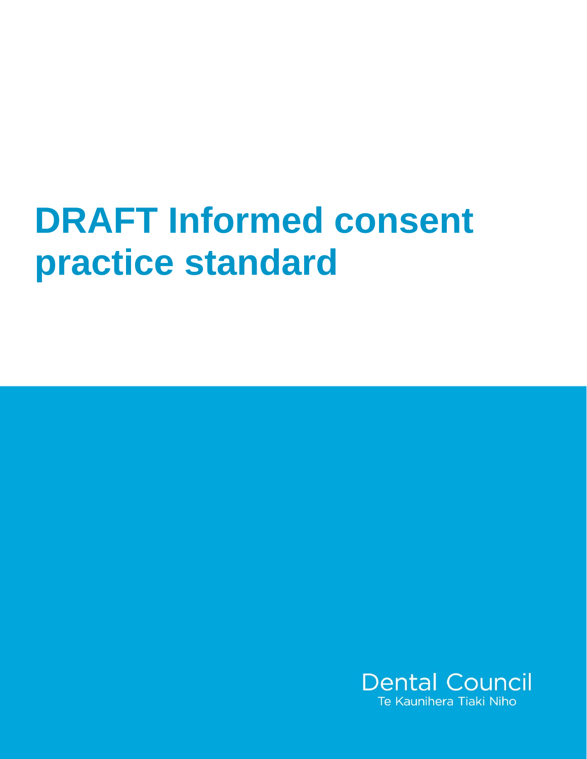# DRAFT Informed consent practice standard

Dental Council
Te Kaunihera Tiaki Niho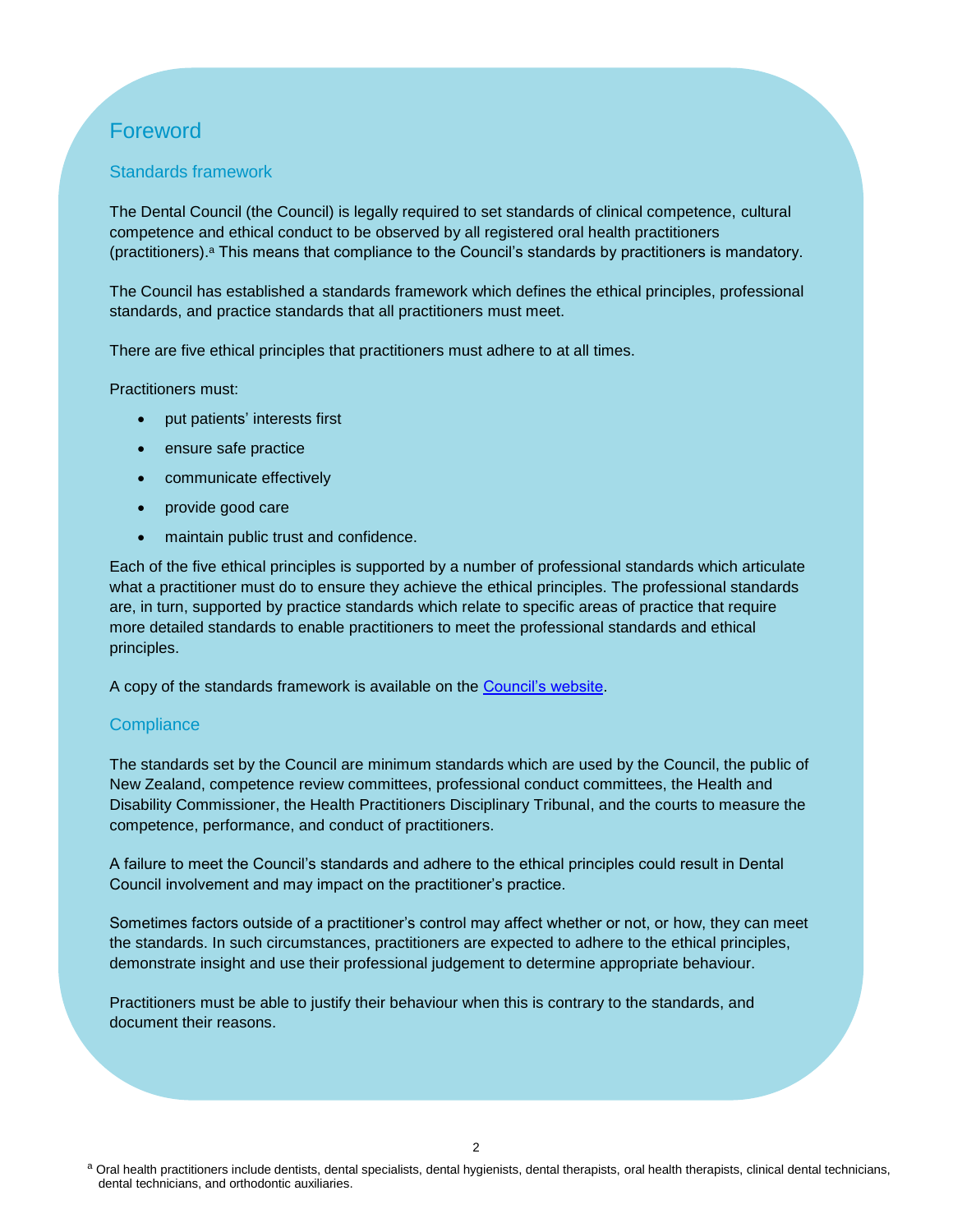# Foreword

## Standards framework

The Dental Council (the Council) is legally required to set standards of clinical competence, cultural competence and ethical conduct to be observed by all registered oral health practitioners (practitioners).[a] This means that compliance to the Council's standards by practitioners is mandatory.

The Council has established a standards framework which defines the ethical principles, professional standards, and practice standards that all practitioners must meet.

There are five ethical principles that practitioners must adhere to at all times.

Practitioners must:

- put patients' interests first
- ensure safe practice
- communicate effectively
- provide good care
- maintain public trust and confidence.

Each of the five ethical principles is supported by a number of professional standards which articulate what a practitioner must do to ensure they achieve the ethical principles. The professional standards are, in turn, supported by practice standards which relate to specific areas of practice that require more detailed standards to enable practitioners to meet the professional standards and ethical principles.

A copy of the standards framework is available on the Council's website.

## Compliance

The standards set by the Council are minimum standards which are used by the Council, the public of New Zealand, competence review committees, professional conduct committees, the Health and Disability Commissioner, the Health Practitioners Disciplinary Tribunal, and the courts to measure the competence, performance, and conduct of practitioners.

A failure to meet the Council's standards and adhere to the ethical principles could result in Dental Council involvement and may impact on the practitioner's practice.

Sometimes factors outside of a practitioner's control may affect whether or not, or how, they can meet the standards. In such circumstances, practitioners are expected to adhere to the ethical principles, demonstrate insight and use their professional judgement to determine appropriate behaviour.

Practitioners must be able to justify their behaviour when this is contrary to the standards, and document their reasons.

[a] Oral health practitioners include dentists, dental specialists, dental hygienists, dental therapists, oral health therapists, clinical dental technicians, dental technicians, and orthodontic auxiliaries.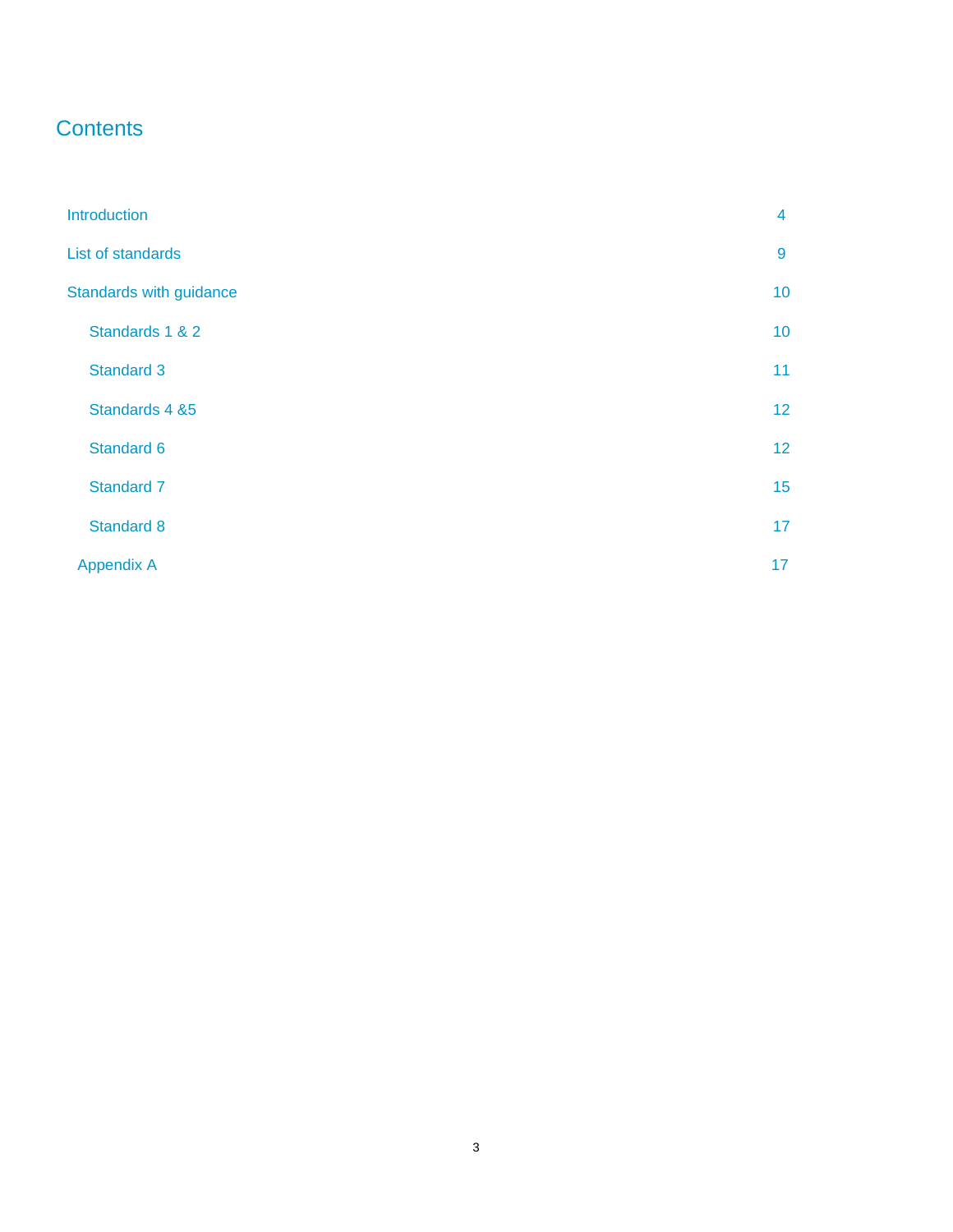# Contents

| | |
|---|---|
| Introduction | 4 |
| List of standards | 9 |
| Standards with guidance | 10 |
| Standards 1 & 2 | 10 |
| Standard 3 | 11 |
| Standards 4 &5 | 12 |
| Standard 6 | 12 |
| Standard 7 | 15 |
| Standard 8 | 17 |
| Appendix A | 17 |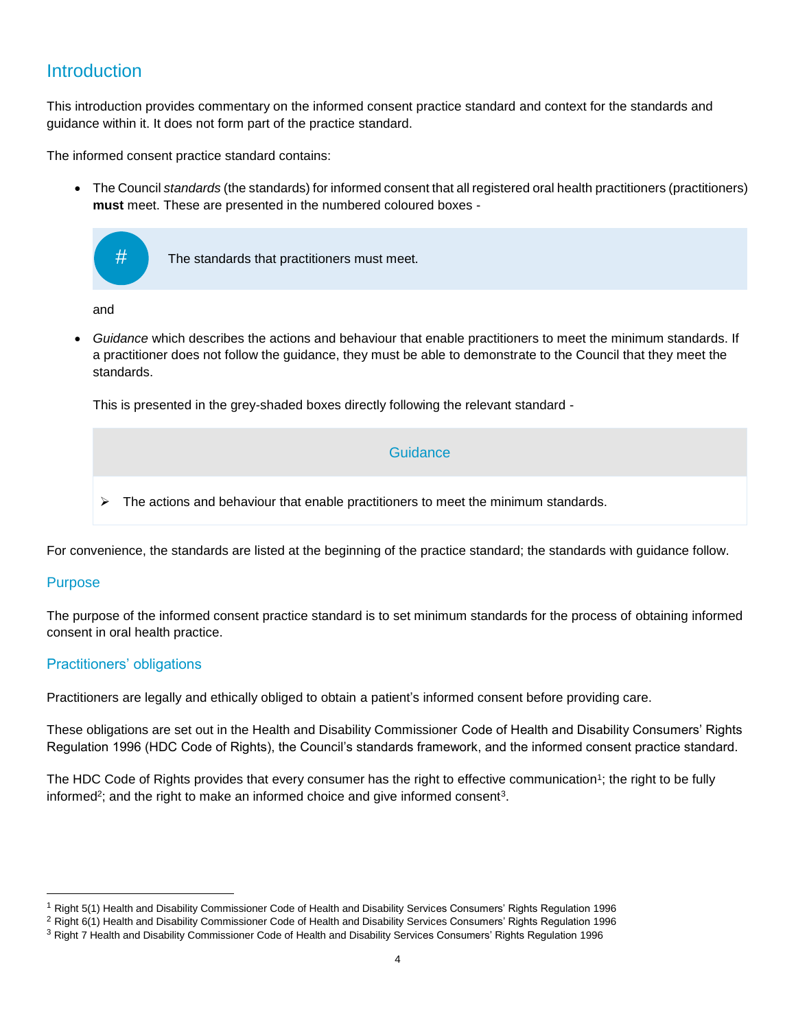## Introduction

This introduction provides commentary on the informed consent practice standard and context for the standards and guidance within it. It does not form part of the practice standard.

The informed consent practice standard contains:

- The Council *standards* (the standards) for informed consent that all registered oral health practitioners (practitioners) **must** meet. These are presented in the numbered coloured boxes -

  > **#** The standards that practitioners must meet.

  and

- *Guidance* which describes the actions and behaviour that enable practitioners to meet the minimum standards. If a practitioner does not follow the guidance, they must be able to demonstrate to the Council that they meet the standards.

  This is presented in the grey-shaded boxes directly following the relevant standard -

  > **Guidance**
  >
  > ➢ The actions and behaviour that enable practitioners to meet the minimum standards.

For convenience, the standards are listed at the beginning of the practice standard; the standards with guidance follow.

### Purpose

The purpose of the informed consent practice standard is to set minimum standards for the process of obtaining informed consent in oral health practice.

### Practitioners' obligations

Practitioners are legally and ethically obliged to obtain a patient's informed consent before providing care.

These obligations are set out in the Health and Disability Commissioner Code of Health and Disability Consumers' Rights Regulation 1996 (HDC Code of Rights), the Council's standards framework, and the informed consent practice standard.

The HDC Code of Rights provides that every consumer has the right to effective communication[1]; the right to be fully informed[2]; and the right to make an informed choice and give informed consent[3].

---

[1] Right 5(1) Health and Disability Commissioner Code of Health and Disability Services Consumers' Rights Regulation 1996

[2] Right 6(1) Health and Disability Commissioner Code of Health and Disability Services Consumers' Rights Regulation 1996

[3] Right 7 Health and Disability Commissioner Code of Health and Disability Services Consumers' Rights Regulation 1996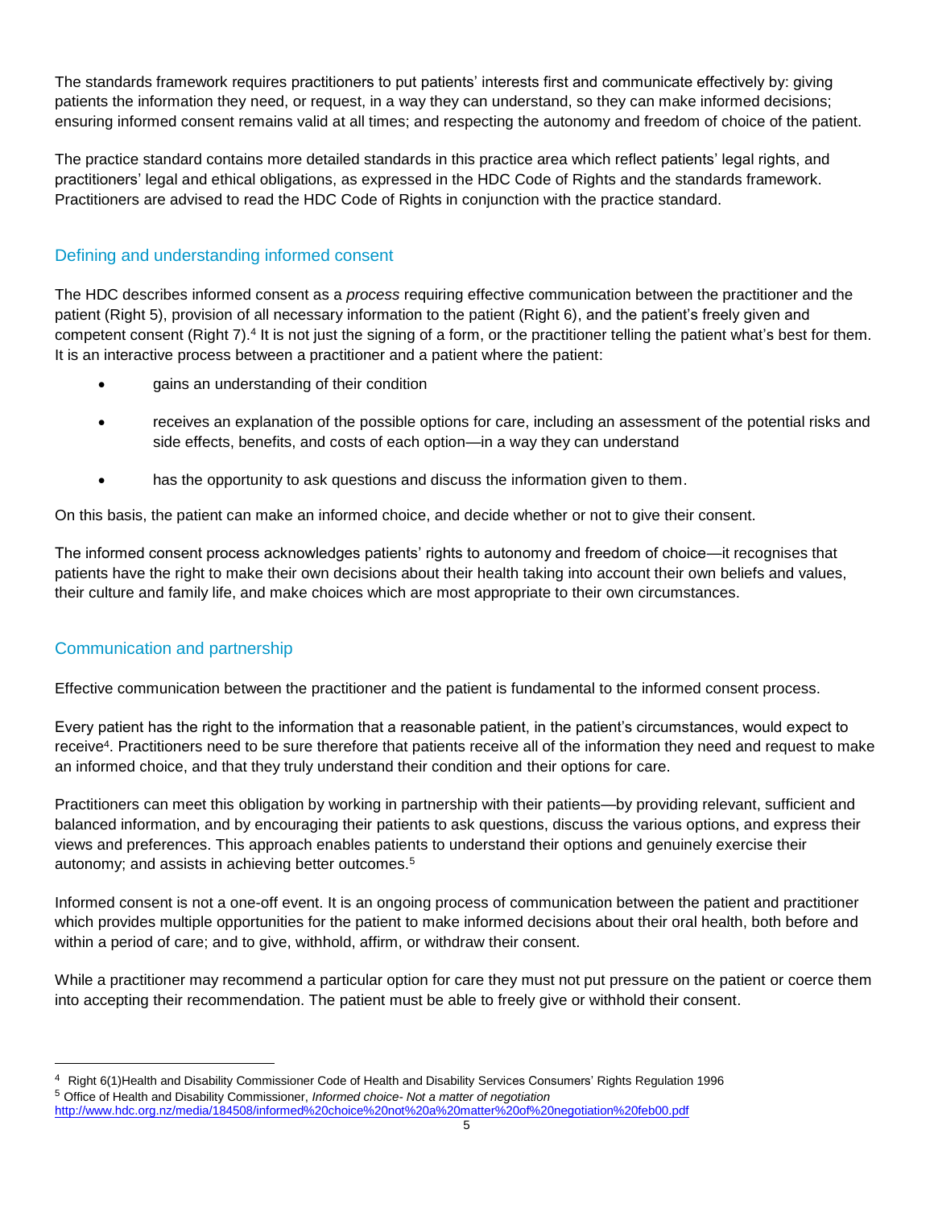The standards framework requires practitioners to put patients' interests first and communicate effectively by: giving patients the information they need, or request, in a way they can understand, so they can make informed decisions; ensuring informed consent remains valid at all times; and respecting the autonomy and freedom of choice of the patient.

The practice standard contains more detailed standards in this practice area which reflect patients' legal rights, and practitioners' legal and ethical obligations, as expressed in the HDC Code of Rights and the standards framework. Practitioners are advised to read the HDC Code of Rights in conjunction with the practice standard.

## Defining and understanding informed consent

The HDC describes informed consent as a *process* requiring effective communication between the practitioner and the patient (Right 5), provision of all necessary information to the patient (Right 6), and the patient's freely given and competent consent (Right 7).[4] It is not just the signing of a form, or the practitioner telling the patient what's best for them. It is an interactive process between a practitioner and a patient where the patient:

- gains an understanding of their condition
- receives an explanation of the possible options for care, including an assessment of the potential risks and side effects, benefits, and costs of each option—in a way they can understand
- has the opportunity to ask questions and discuss the information given to them.

On this basis, the patient can make an informed choice, and decide whether or not to give their consent.

The informed consent process acknowledges patients' rights to autonomy and freedom of choice—it recognises that patients have the right to make their own decisions about their health taking into account their own beliefs and values, their culture and family life, and make choices which are most appropriate to their own circumstances.

## Communication and partnership

Effective communication between the practitioner and the patient is fundamental to the informed consent process.

Every patient has the right to the information that a reasonable patient, in the patient's circumstances, would expect to receive[4]. Practitioners need to be sure therefore that patients receive all of the information they need and request to make an informed choice, and that they truly understand their condition and their options for care.

Practitioners can meet this obligation by working in partnership with their patients—by providing relevant, sufficient and balanced information, and by encouraging their patients to ask questions, discuss the various options, and express their views and preferences. This approach enables patients to understand their options and genuinely exercise their autonomy; and assists in achieving better outcomes.[5]

Informed consent is not a one-off event. It is an ongoing process of communication between the patient and practitioner which provides multiple opportunities for the patient to make informed decisions about their oral health, both before and within a period of care; and to give, withhold, affirm, or withdraw their consent.

While a practitioner may recommend a particular option for care they must not put pressure on the patient or coerce them into accepting their recommendation. The patient must be able to freely give or withhold their consent.

---

[4] Right 6(1)Health and Disability Commissioner Code of Health and Disability Services Consumers' Rights Regulation 1996

[5] Office of Health and Disability Commissioner, *Informed choice- Not a matter of negotiation* http://www.hdc.org.nz/media/184508/informed%20choice%20not%20a%20matter%20of%20negotiation%20feb00.pdf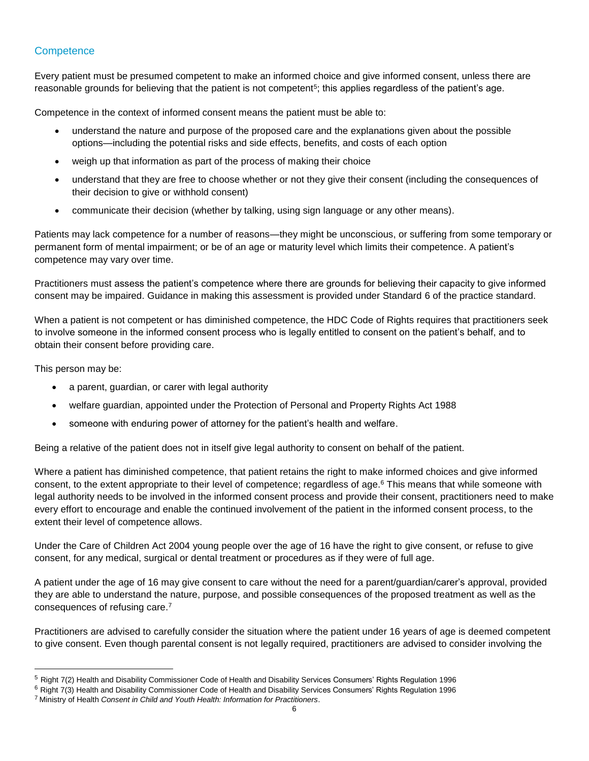## Competence

Every patient must be presumed competent to make an informed choice and give informed consent, unless there are reasonable grounds for believing that the patient is not competent[5]; this applies regardless of the patient's age.

Competence in the context of informed consent means the patient must be able to:

- understand the nature and purpose of the proposed care and the explanations given about the possible options—including the potential risks and side effects, benefits, and costs of each option
- weigh up that information as part of the process of making their choice
- understand that they are free to choose whether or not they give their consent (including the consequences of their decision to give or withhold consent)
- communicate their decision (whether by talking, using sign language or any other means).

Patients may lack competence for a number of reasons—they might be unconscious, or suffering from some temporary or permanent form of mental impairment; or be of an age or maturity level which limits their competence. A patient's competence may vary over time.

Practitioners must assess the patient's competence where there are grounds for believing their capacity to give informed consent may be impaired. Guidance in making this assessment is provided under Standard 6 of the practice standard.

When a patient is not competent or has diminished competence, the HDC Code of Rights requires that practitioners seek to involve someone in the informed consent process who is legally entitled to consent on the patient's behalf, and to obtain their consent before providing care.

This person may be:

- a parent, guardian, or carer with legal authority
- welfare guardian, appointed under the Protection of Personal and Property Rights Act 1988
- someone with enduring power of attorney for the patient's health and welfare.

Being a relative of the patient does not in itself give legal authority to consent on behalf of the patient.

Where a patient has diminished competence, that patient retains the right to make informed choices and give informed consent, to the extent appropriate to their level of competence; regardless of age.[6] This means that while someone with legal authority needs to be involved in the informed consent process and provide their consent, practitioners need to make every effort to encourage and enable the continued involvement of the patient in the informed consent process, to the extent their level of competence allows.

Under the Care of Children Act 2004 young people over the age of 16 have the right to give consent, or refuse to give consent, for any medical, surgical or dental treatment or procedures as if they were of full age.

A patient under the age of 16 may give consent to care without the need for a parent/guardian/carer's approval, provided they are able to understand the nature, purpose, and possible consequences of the proposed treatment as well as the consequences of refusing care.[7]

Practitioners are advised to carefully consider the situation where the patient under 16 years of age is deemed competent to give consent. Even though parental consent is not legally required, practitioners are advised to consider involving the

---

[5] Right 7(2) Health and Disability Commissioner Code of Health and Disability Services Consumers' Rights Regulation 1996

[6] Right 7(3) Health and Disability Commissioner Code of Health and Disability Services Consumers' Rights Regulation 1996

[7] Ministry of Health *Consent in Child and Youth Health: Information for Practitioners*.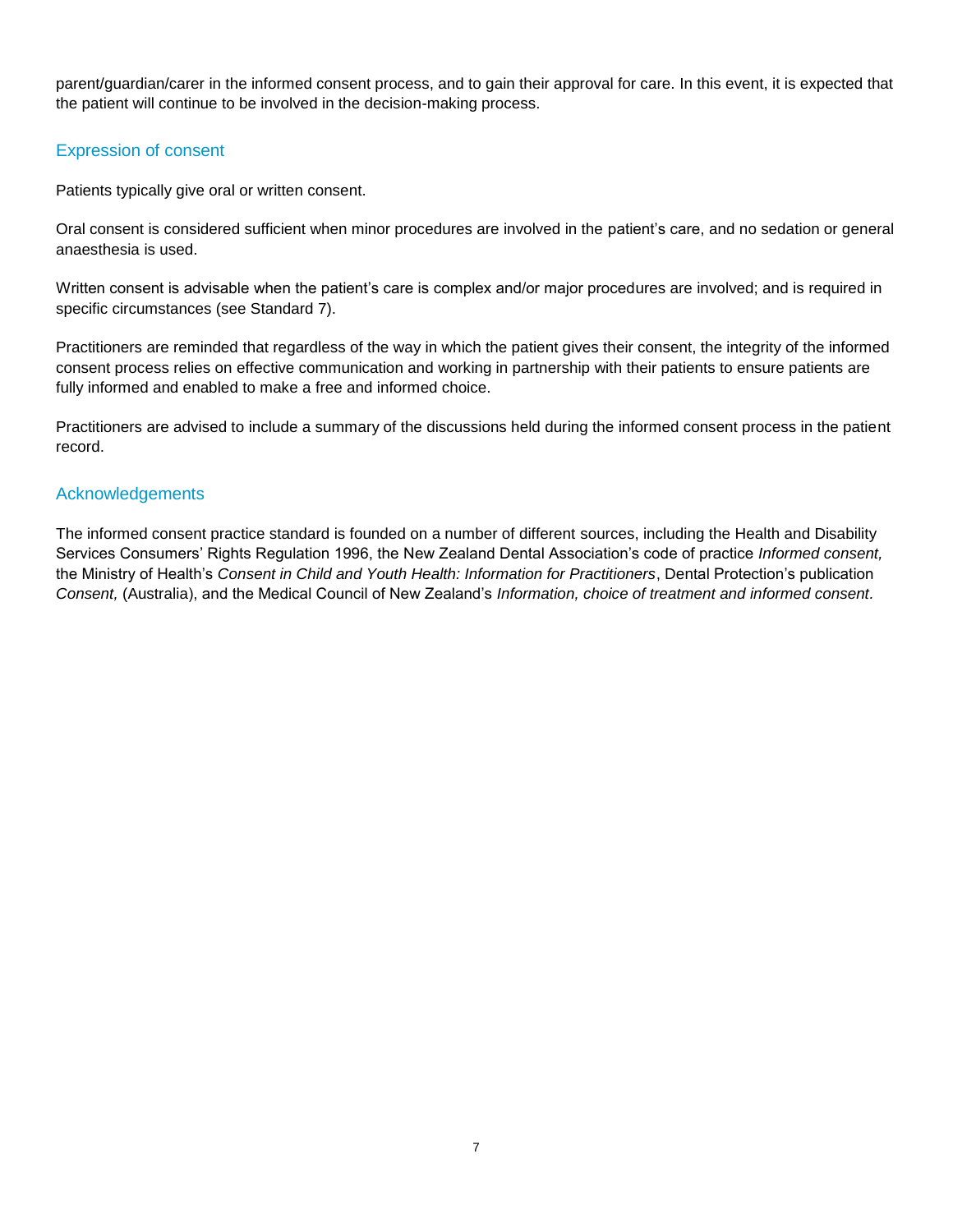parent/guardian/carer in the informed consent process, and to gain their approval for care. In this event, it is expected that the patient will continue to be involved in the decision-making process.

## Expression of consent

Patients typically give oral or written consent.

Oral consent is considered sufficient when minor procedures are involved in the patient's care, and no sedation or general anaesthesia is used.

Written consent is advisable when the patient's care is complex and/or major procedures are involved; and is required in specific circumstances (see Standard 7).

Practitioners are reminded that regardless of the way in which the patient gives their consent, the integrity of the informed consent process relies on effective communication and working in partnership with their patients to ensure patients are fully informed and enabled to make a free and informed choice.

Practitioners are advised to include a summary of the discussions held during the informed consent process in the patient record.

## Acknowledgements

The informed consent practice standard is founded on a number of different sources, including the Health and Disability Services Consumers' Rights Regulation 1996, the New Zealand Dental Association's code of practice *Informed consent,* the Ministry of Health's *Consent in Child and Youth Health: Information for Practitioners*, Dental Protection's publication *Consent,* (Australia), and the Medical Council of New Zealand's *Information, choice of treatment and informed consent*.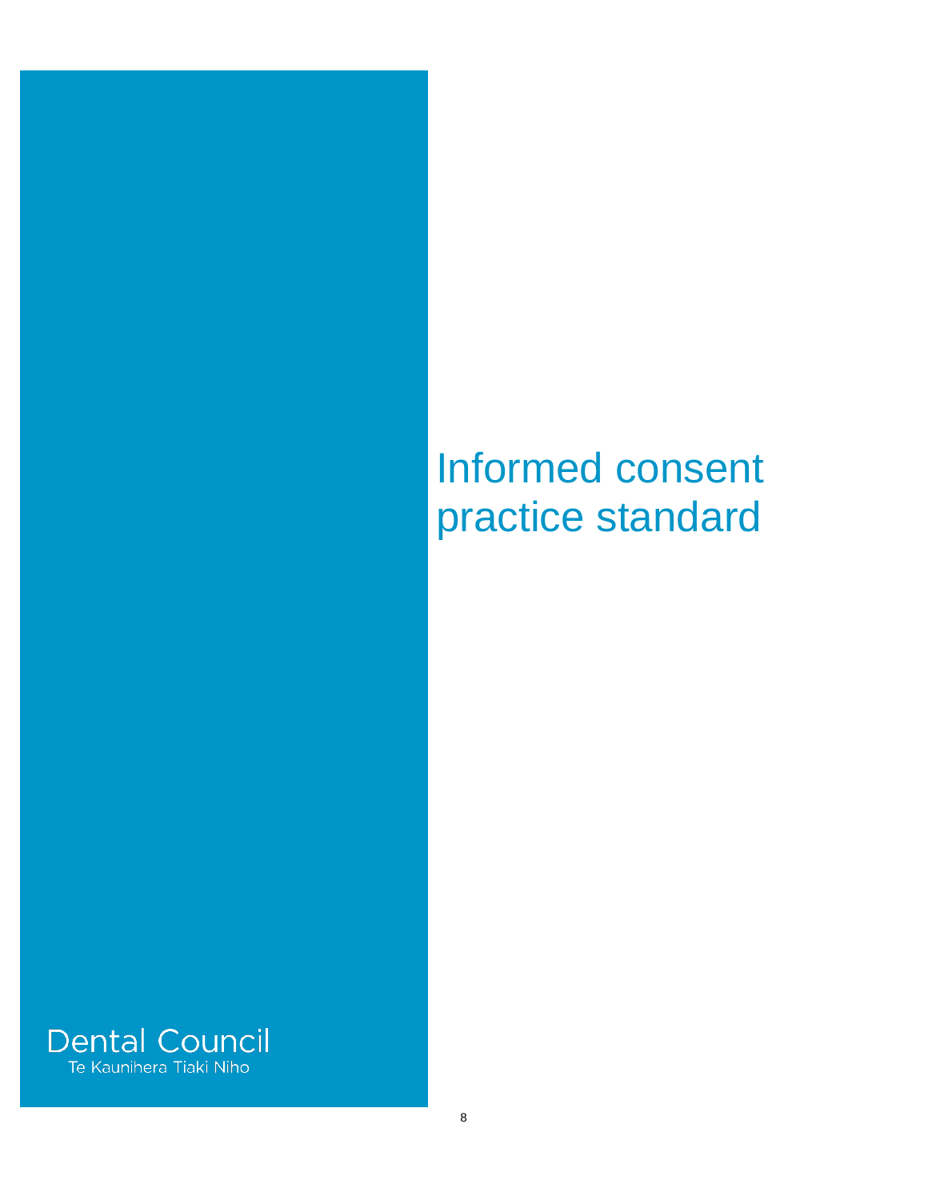# Informed consent practice standard

Dental Council

Te Kaunihera Tiaki Niho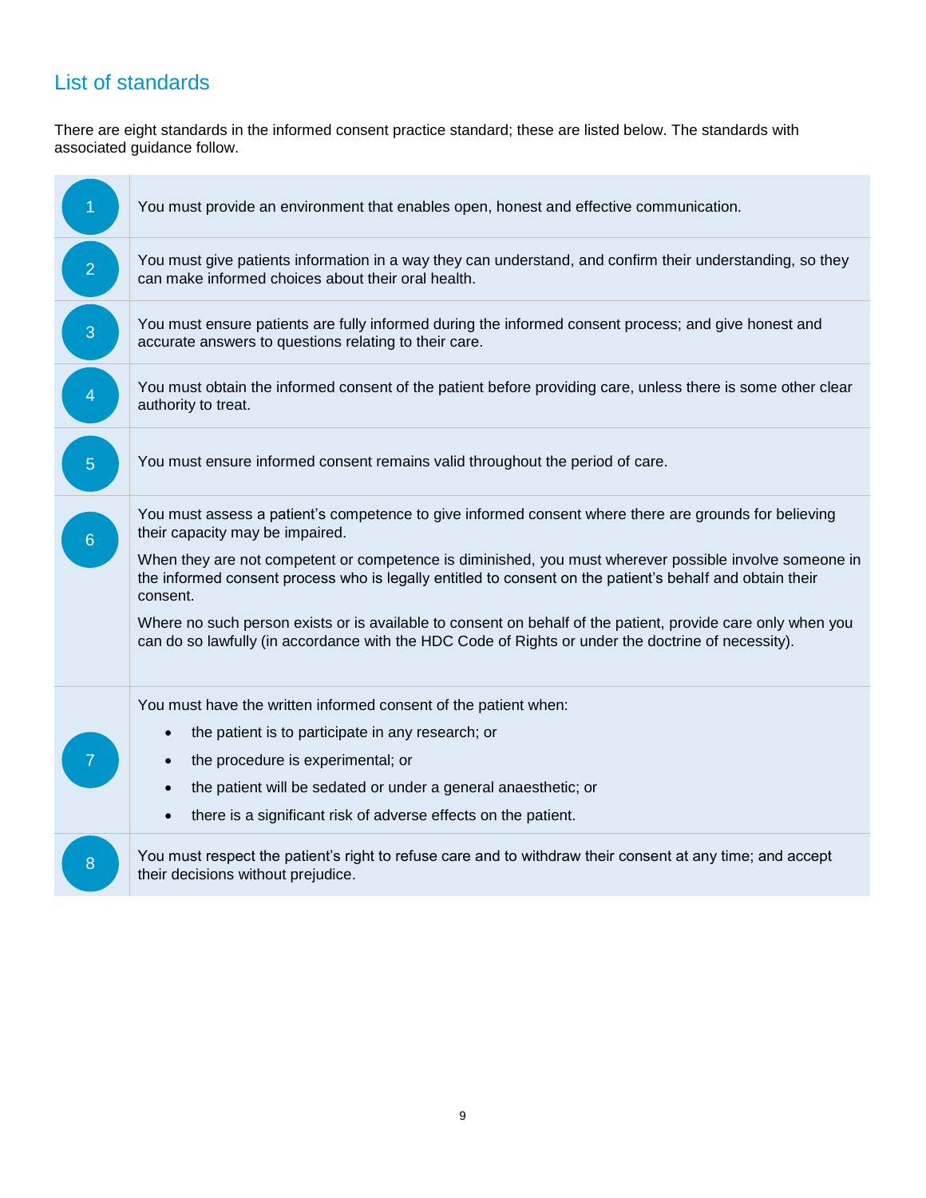## List of standards

There are eight standards in the informed consent practice standard; these are listed below. The standards with associated guidance follow.

| | |
|---|---|
| 1 | You must provide an environment that enables open, honest and effective communication. |
| 2 | You must give patients information in a way they can understand, and confirm their understanding, so they can make informed choices about their oral health. |
| 3 | You must ensure patients are fully informed during the informed consent process; and give honest and accurate answers to questions relating to their care. |
| 4 | You must obtain the informed consent of the patient before providing care, unless there is some other clear authority to treat. |
| 5 | You must ensure informed consent remains valid throughout the period of care. |
| 6 | You must assess a patient's competence to give informed consent where there are grounds for believing their capacity may be impaired.<br><br>When they are not competent or competence is diminished, you must wherever possible involve someone in the informed consent process who is legally entitled to consent on the patient's behalf and obtain their consent.<br><br>Where no such person exists or is available to consent on behalf of the patient, provide care only when you can do so lawfully (in accordance with the HDC Code of Rights or under the doctrine of necessity). |
| 7 | You must have the written informed consent of the patient when:<br>• the patient is to participate in any research; or<br>• the procedure is experimental; or<br>• the patient will be sedated or under a general anaesthetic; or<br>• there is a significant risk of adverse effects on the patient. |
| 8 | You must respect the patient's right to refuse care and to withdraw their consent at any time; and accept their decisions without prejudice. |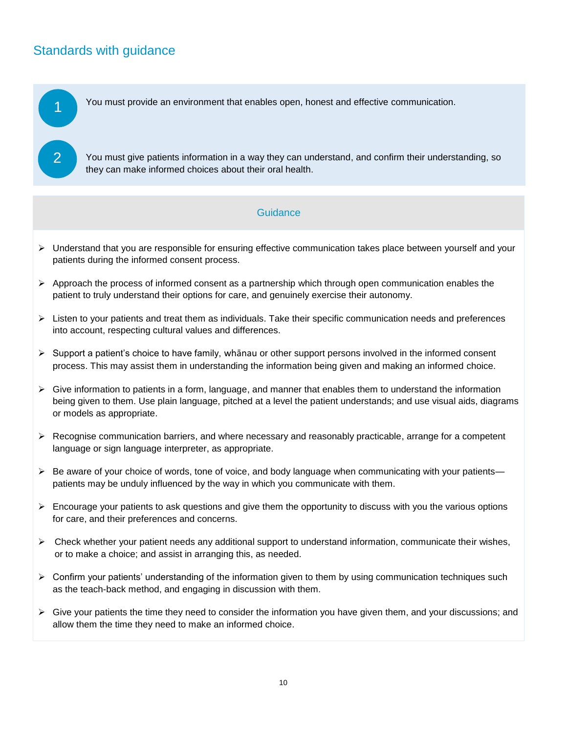## Standards with guidance

1. You must provide an environment that enables open, honest and effective communication.

2. You must give patients information in a way they can understand, and confirm their understanding, so they can make informed choices about their oral health.

### Guidance

- Understand that you are responsible for ensuring effective communication takes place between yourself and your patients during the informed consent process.
- Approach the process of informed consent as a partnership which through open communication enables the patient to truly understand their options for care, and genuinely exercise their autonomy.
- Listen to your patients and treat them as individuals. Take their specific communication needs and preferences into account, respecting cultural values and differences.
- Support a patient's choice to have family, whānau or other support persons involved in the informed consent process. This may assist them in understanding the information being given and making an informed choice.
- Give information to patients in a form, language, and manner that enables them to understand the information being given to them. Use plain language, pitched at a level the patient understands; and use visual aids, diagrams or models as appropriate.
- Recognise communication barriers, and where necessary and reasonably practicable, arrange for a competent language or sign language interpreter, as appropriate.
- Be aware of your choice of words, tone of voice, and body language when communicating with your patients—patients may be unduly influenced by the way in which you communicate with them.
- Encourage your patients to ask questions and give them the opportunity to discuss with you the various options for care, and their preferences and concerns.
- Check whether your patient needs any additional support to understand information, communicate their wishes, or to make a choice; and assist in arranging this, as needed.
- Confirm your patients' understanding of the information given to them by using communication techniques such as the teach-back method, and engaging in discussion with them.
- Give your patients the time they need to consider the information you have given them, and your discussions; and allow them the time they need to make an informed choice.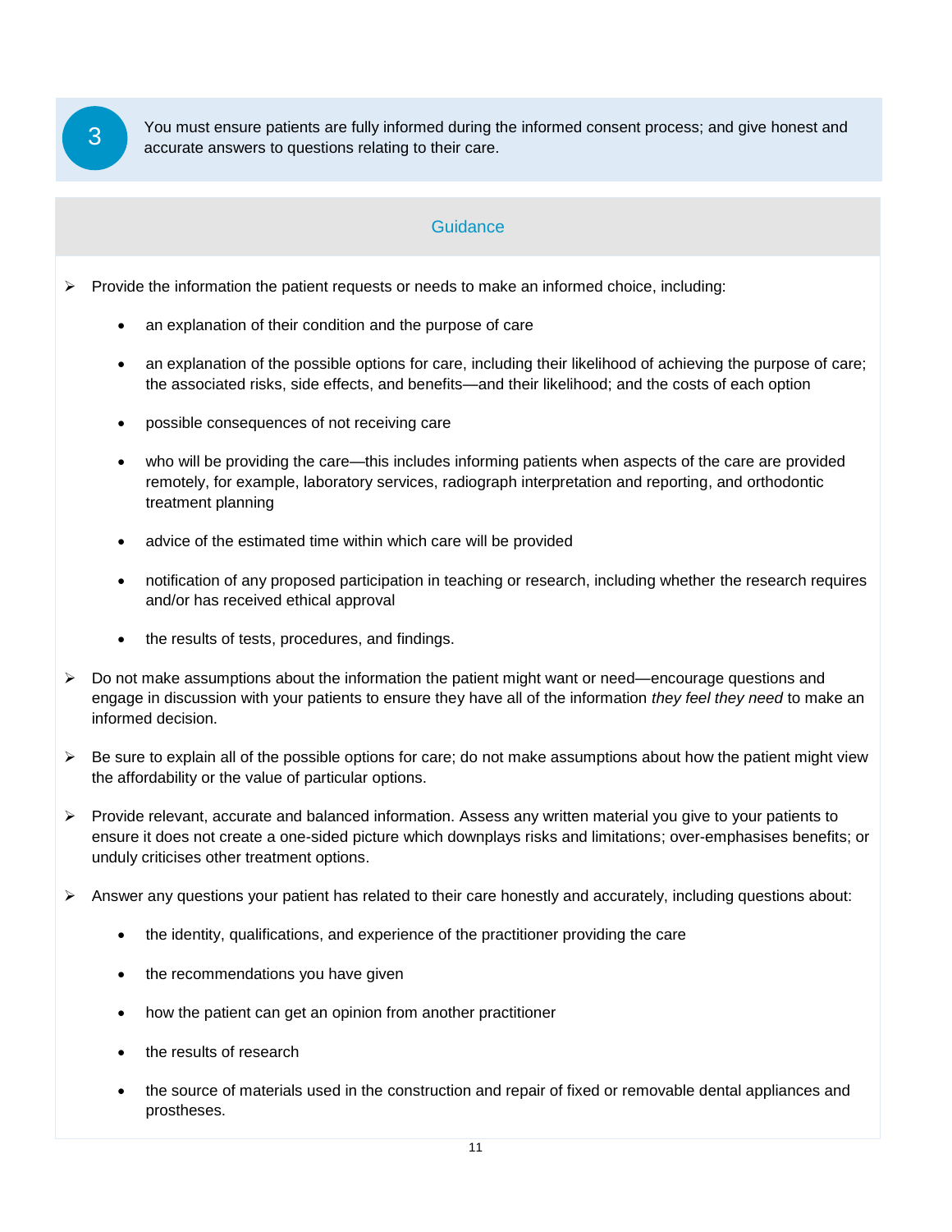**3** You must ensure patients are fully informed during the informed consent process; and give honest and accurate answers to questions relating to their care.

### Guidance

- Provide the information the patient requests or needs to make an informed choice, including:
  - an explanation of their condition and the purpose of care
  - an explanation of the possible options for care, including their likelihood of achieving the purpose of care; the associated risks, side effects, and benefits—and their likelihood; and the costs of each option
  - possible consequences of not receiving care
  - who will be providing the care—this includes informing patients when aspects of the care are provided remotely, for example, laboratory services, radiograph interpretation and reporting, and orthodontic treatment planning
  - advice of the estimated time within which care will be provided
  - notification of any proposed participation in teaching or research, including whether the research requires and/or has received ethical approval
  - the results of tests, procedures, and findings.
- Do not make assumptions about the information the patient might want or need—encourage questions and engage in discussion with your patients to ensure they have all of the information *they feel they need* to make an informed decision.
- Be sure to explain all of the possible options for care; do not make assumptions about how the patient might view the affordability or the value of particular options.
- Provide relevant, accurate and balanced information. Assess any written material you give to your patients to ensure it does not create a one-sided picture which downplays risks and limitations; over-emphasises benefits; or unduly criticises other treatment options.
- Answer any questions your patient has related to their care honestly and accurately, including questions about:
  - the identity, qualifications, and experience of the practitioner providing the care
  - the recommendations you have given
  - how the patient can get an opinion from another practitioner
  - the results of research
  - the source of materials used in the construction and repair of fixed or removable dental appliances and prostheses.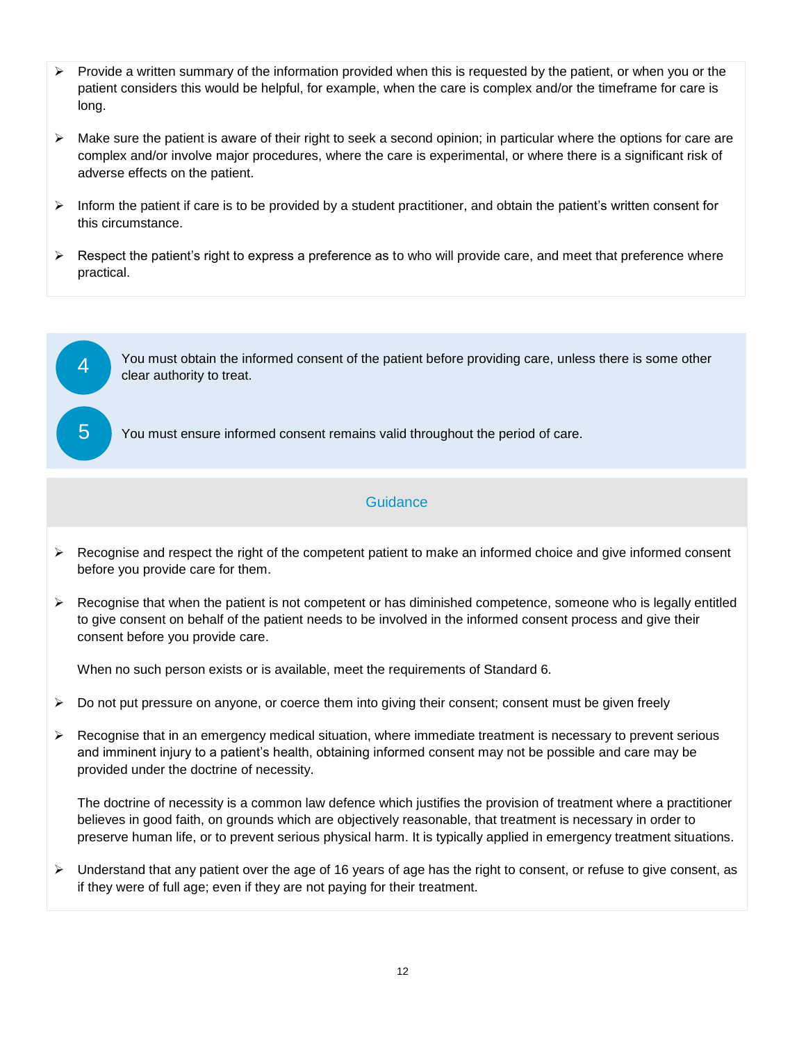- Provide a written summary of the information provided when this is requested by the patient, or when you or the patient considers this would be helpful, for example, when the care is complex and/or the timeframe for care is long.

- Make sure the patient is aware of their right to seek a second opinion; in particular where the options for care are complex and/or involve major procedures, where the care is experimental, or where there is a significant risk of adverse effects on the patient.

- Inform the patient if care is to be provided by a student practitioner, and obtain the patient's written consent for this circumstance.

- Respect the patient's right to express a preference as to who will provide care, and meet that preference where practical.

**4** You must obtain the informed consent of the patient before providing care, unless there is some other clear authority to treat.

**5** You must ensure informed consent remains valid throughout the period of care.

### Guidance

- Recognise and respect the right of the competent patient to make an informed choice and give informed consent before you provide care for them.

- Recognise that when the patient is not competent or has diminished competence, someone who is legally entitled to give consent on behalf of the patient needs to be involved in the informed consent process and give their consent before you provide care.

  When no such person exists or is available, meet the requirements of Standard 6.

- Do not put pressure on anyone, or coerce them into giving their consent; consent must be given freely

- Recognise that in an emergency medical situation, where immediate treatment is necessary to prevent serious and imminent injury to a patient's health, obtaining informed consent may not be possible and care may be provided under the doctrine of necessity.

  The doctrine of necessity is a common law defence which justifies the provision of treatment where a practitioner believes in good faith, on grounds which are objectively reasonable, that treatment is necessary in order to preserve human life, or to prevent serious physical harm. It is typically applied in emergency treatment situations.

- Understand that any patient over the age of 16 years of age has the right to consent, or refuse to give consent, as if they were of full age; even if they are not paying for their treatment.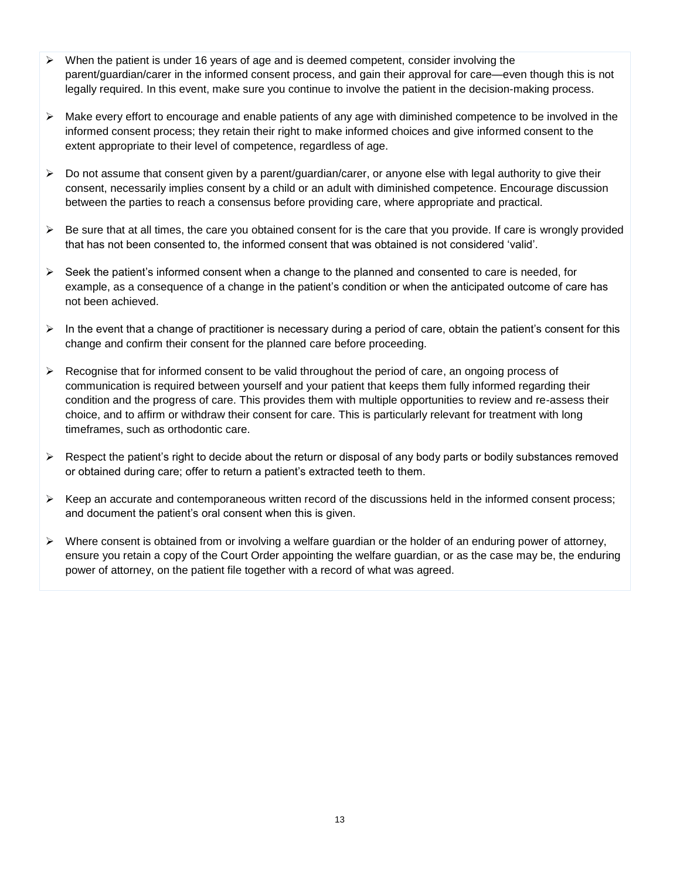- When the patient is under 16 years of age and is deemed competent, consider involving the parent/guardian/carer in the informed consent process, and gain their approval for care—even though this is not legally required. In this event, make sure you continue to involve the patient in the decision-making process.

- Make every effort to encourage and enable patients of any age with diminished competence to be involved in the informed consent process; they retain their right to make informed choices and give informed consent to the extent appropriate to their level of competence, regardless of age.

- Do not assume that consent given by a parent/guardian/carer, or anyone else with legal authority to give their consent, necessarily implies consent by a child or an adult with diminished competence. Encourage discussion between the parties to reach a consensus before providing care, where appropriate and practical.

- Be sure that at all times, the care you obtained consent for is the care that you provide. If care is wrongly provided that has not been consented to, the informed consent that was obtained is not considered 'valid'.

- Seek the patient's informed consent when a change to the planned and consented to care is needed, for example, as a consequence of a change in the patient's condition or when the anticipated outcome of care has not been achieved.

- In the event that a change of practitioner is necessary during a period of care, obtain the patient's consent for this change and confirm their consent for the planned care before proceeding.

- Recognise that for informed consent to be valid throughout the period of care, an ongoing process of communication is required between yourself and your patient that keeps them fully informed regarding their condition and the progress of care. This provides them with multiple opportunities to review and re-assess their choice, and to affirm or withdraw their consent for care. This is particularly relevant for treatment with long timeframes, such as orthodontic care.

- Respect the patient's right to decide about the return or disposal of any body parts or bodily substances removed or obtained during care; offer to return a patient's extracted teeth to them.

- Keep an accurate and contemporaneous written record of the discussions held in the informed consent process; and document the patient's oral consent when this is given.

- Where consent is obtained from or involving a welfare guardian or the holder of an enduring power of attorney, ensure you retain a copy of the Court Order appointing the welfare guardian, or as the case may be, the enduring power of attorney, on the patient file together with a record of what was agreed.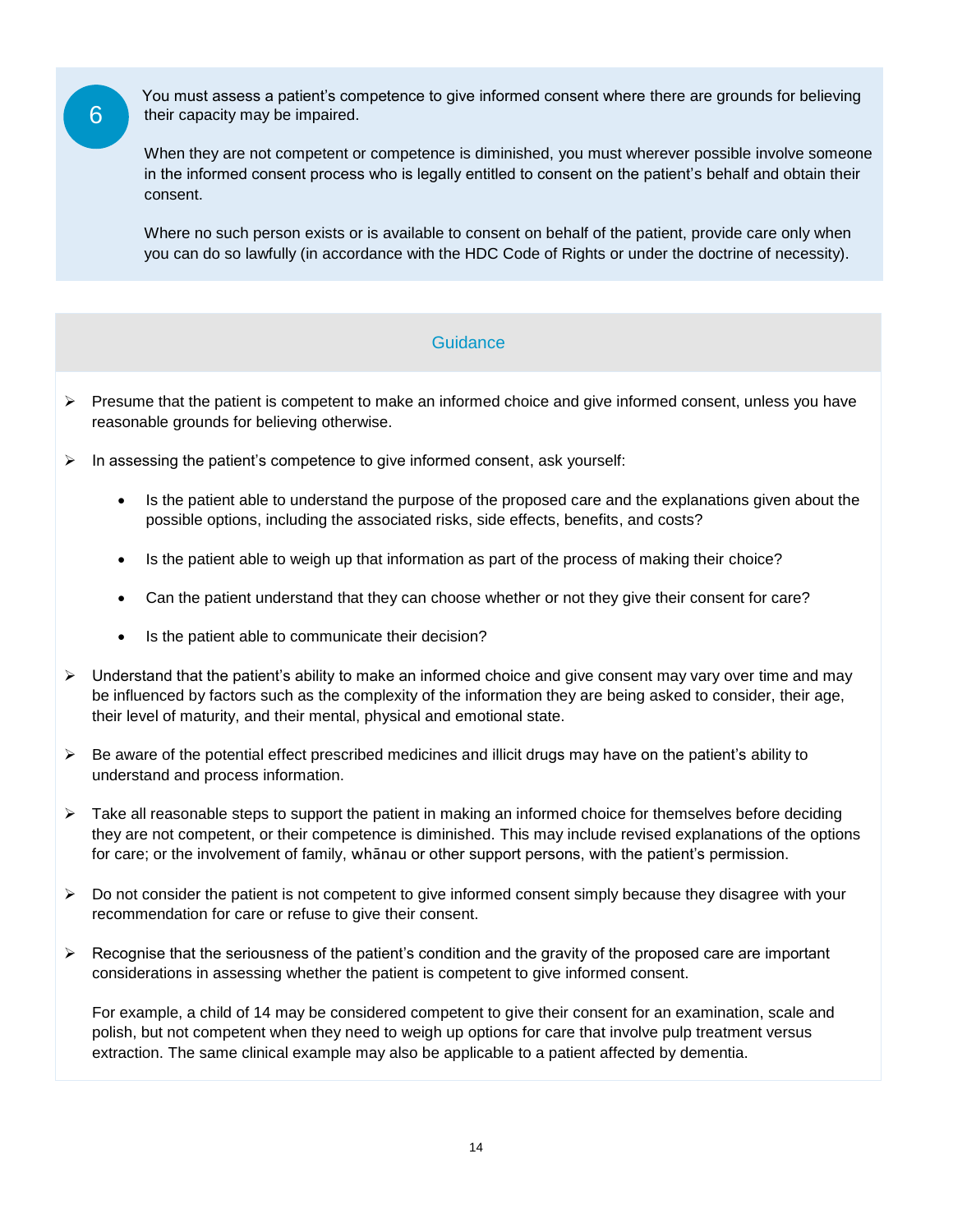6

You must assess a patient's competence to give informed consent where there are grounds for believing their capacity may be impaired.

When they are not competent or competence is diminished, you must wherever possible involve someone in the informed consent process who is legally entitled to consent on the patient's behalf and obtain their consent.

Where no such person exists or is available to consent on behalf of the patient, provide care only when you can do so lawfully (in accordance with the HDC Code of Rights or under the doctrine of necessity).

## Guidance

- Presume that the patient is competent to make an informed choice and give informed consent, unless you have reasonable grounds for believing otherwise.
- In assessing the patient's competence to give informed consent, ask yourself:
  - Is the patient able to understand the purpose of the proposed care and the explanations given about the possible options, including the associated risks, side effects, benefits, and costs?
  - Is the patient able to weigh up that information as part of the process of making their choice?
  - Can the patient understand that they can choose whether or not they give their consent for care?
  - Is the patient able to communicate their decision?
- Understand that the patient's ability to make an informed choice and give consent may vary over time and may be influenced by factors such as the complexity of the information they are being asked to consider, their age, their level of maturity, and their mental, physical and emotional state.
- Be aware of the potential effect prescribed medicines and illicit drugs may have on the patient's ability to understand and process information.
- Take all reasonable steps to support the patient in making an informed choice for themselves before deciding they are not competent, or their competence is diminished. This may include revised explanations of the options for care; or the involvement of family, whānau or other support persons, with the patient's permission.
- Do not consider the patient is not competent to give informed consent simply because they disagree with your recommendation for care or refuse to give their consent.
- Recognise that the seriousness of the patient's condition and the gravity of the proposed care are important considerations in assessing whether the patient is competent to give informed consent.

  For example, a child of 14 may be considered competent to give their consent for an examination, scale and polish, but not competent when they need to weigh up options for care that involve pulp treatment versus extraction. The same clinical example may also be applicable to a patient affected by dementia.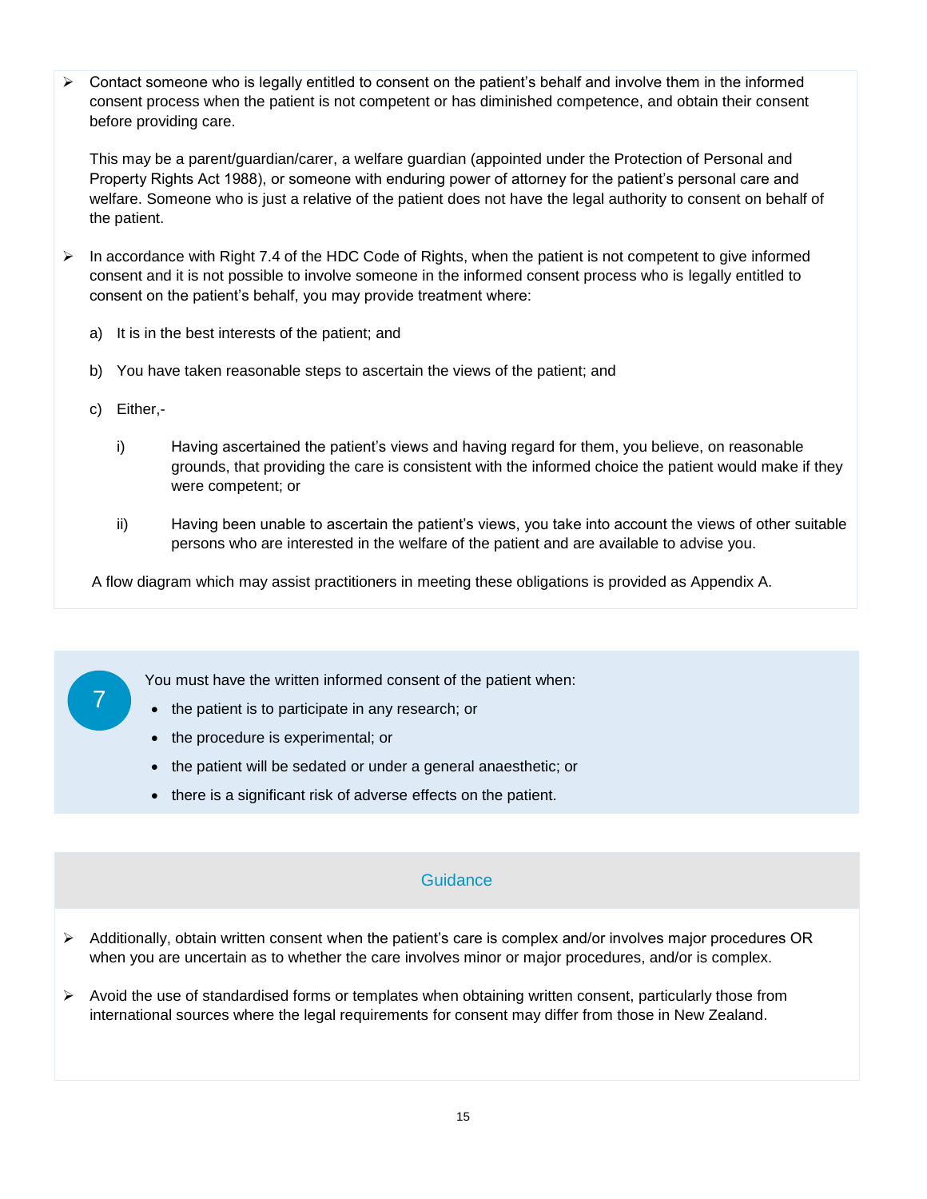- Contact someone who is legally entitled to consent on the patient's behalf and involve them in the informed consent process when the patient is not competent or has diminished competence, and obtain their consent before providing care.

  This may be a parent/guardian/carer, a welfare guardian (appointed under the Protection of Personal and Property Rights Act 1988), or someone with enduring power of attorney for the patient's personal care and welfare. Someone who is just a relative of the patient does not have the legal authority to consent on behalf of the patient.

- In accordance with Right 7.4 of the HDC Code of Rights, when the patient is not competent to give informed consent and it is not possible to involve someone in the informed consent process who is legally entitled to consent on the patient's behalf, you may provide treatment where:

  a) It is in the best interests of the patient; and

  b) You have taken reasonable steps to ascertain the views of the patient; and

  c) Either,-

     i) Having ascertained the patient's views and having regard for them, you believe, on reasonable grounds, that providing the care is consistent with the informed choice the patient would make if they were competent; or

     ii) Having been unable to ascertain the patient's views, you take into account the views of other suitable persons who are interested in the welfare of the patient and are available to advise you.

A flow diagram which may assist practitioners in meeting these obligations is provided as Appendix A.

**7**

You must have the written informed consent of the patient when:

- the patient is to participate in any research; or
- the procedure is experimental; or
- the patient will be sedated or under a general anaesthetic; or
- there is a significant risk of adverse effects on the patient.

### Guidance

- Additionally, obtain written consent when the patient's care is complex and/or involves major procedures OR when you are uncertain as to whether the care involves minor or major procedures, and/or is complex.
- Avoid the use of standardised forms or templates when obtaining written consent, particularly those from international sources where the legal requirements for consent may differ from those in New Zealand.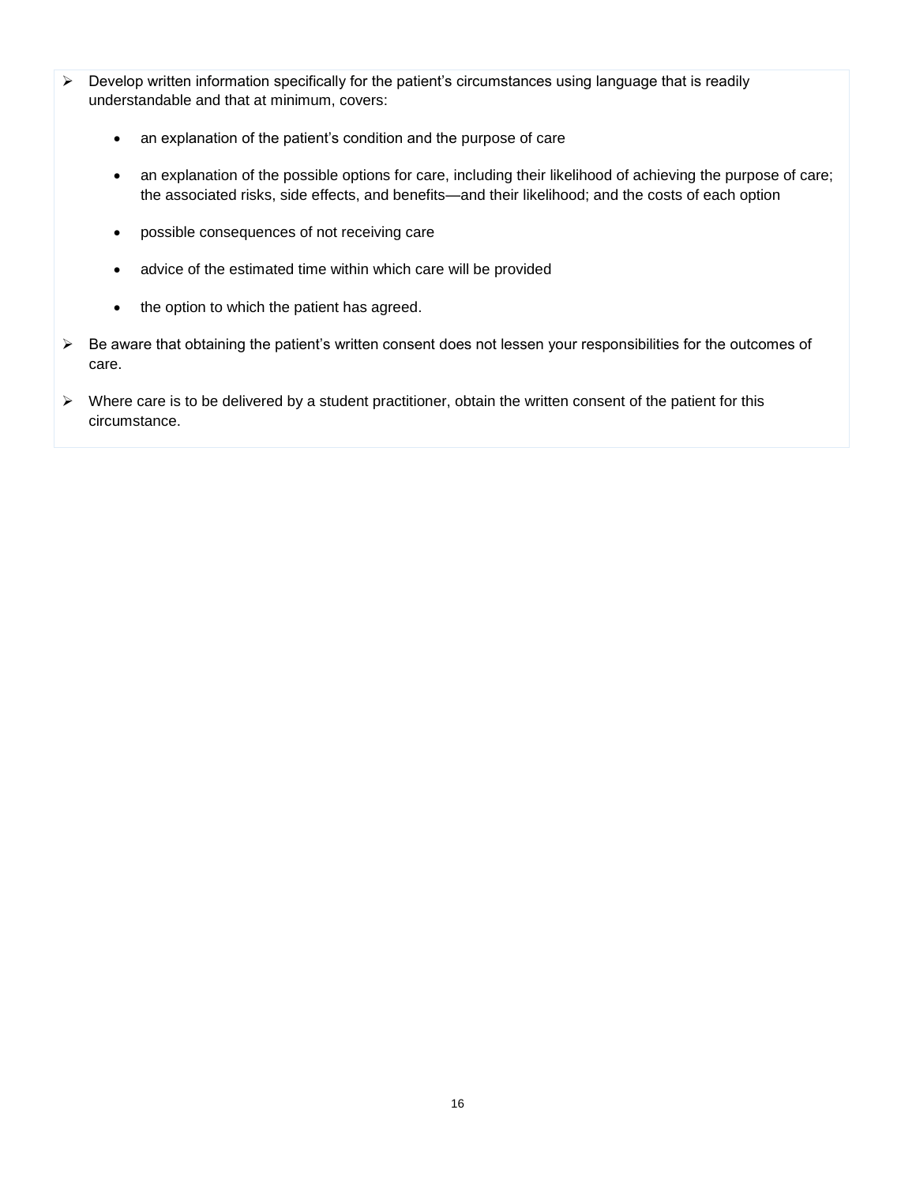- Develop written information specifically for the patient's circumstances using language that is readily understandable and that at minimum, covers:

    - an explanation of the patient's condition and the purpose of care

    - an explanation of the possible options for care, including their likelihood of achieving the purpose of care; the associated risks, side effects, and benefits—and their likelihood; and the costs of each option

    - possible consequences of not receiving care

    - advice of the estimated time within which care will be provided

    - the option to which the patient has agreed.

- Be aware that obtaining the patient's written consent does not lessen your responsibilities for the outcomes of care.

- Where care is to be delivered by a student practitioner, obtain the written consent of the patient for this circumstance.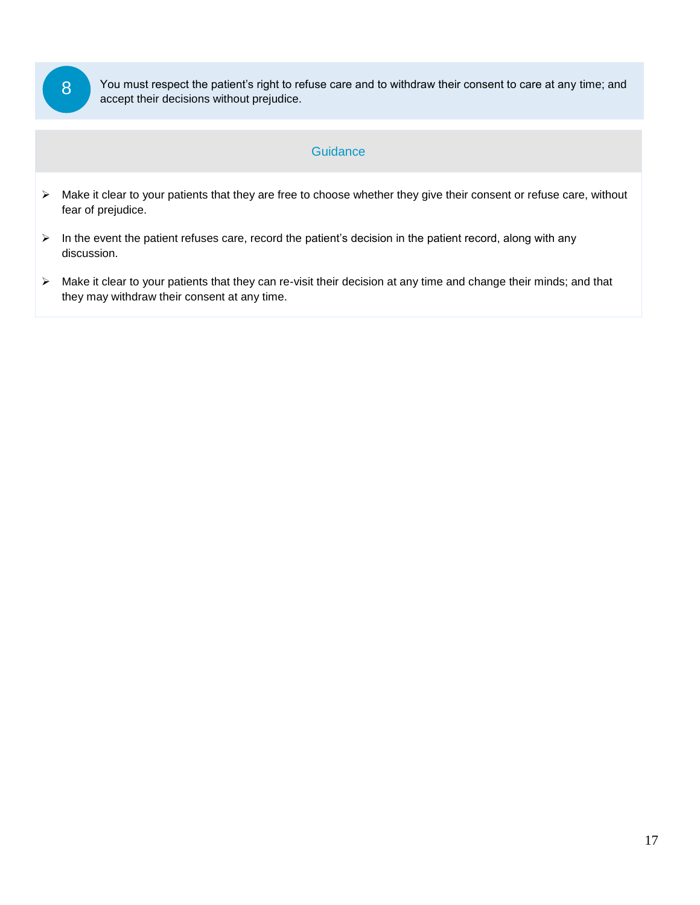**8** You must respect the patient’s right to refuse care and to withdraw their consent to care at any time; and accept their decisions without prejudice.

### Guidance

- Make it clear to your patients that they are free to choose whether they give their consent or refuse care, without fear of prejudice.
- In the event the patient refuses care, record the patient’s decision in the patient record, along with any discussion.
- Make it clear to your patients that they can re-visit their decision at any time and change their minds; and that they may withdraw their consent at any time.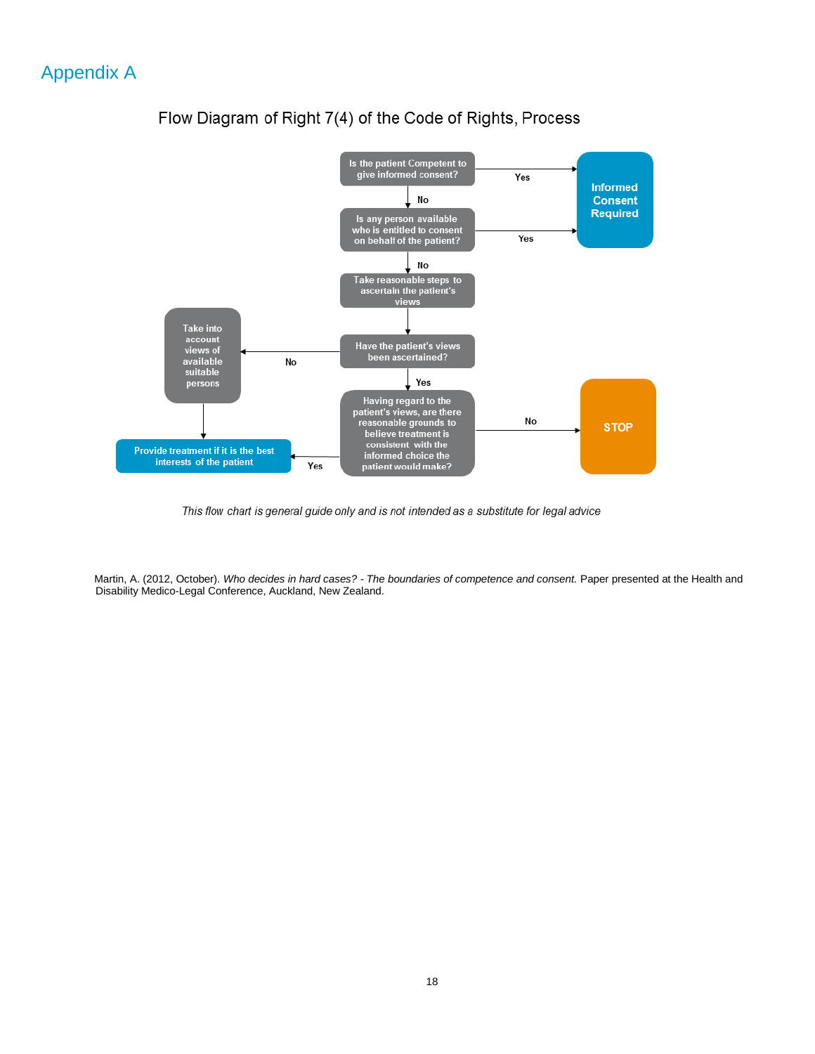# Appendix A

## Flow Diagram of Right 7(4) of the Code of Rights, Process

Is the patient Competent to give informed consent?

Yes

Informed Consent Required

No

Is any person available who is entitled to consent on behalf of the patient?

Yes

No

Take reasonable steps to ascertain the patient's views

Have the patient's views been ascertained?

No

Take into account views of available suitable persons

Yes

Having regard to the patient's views, are there reasonable grounds to believe treatment is consistent with the informed choice the patient would make?

No

STOP

Yes

Provide treatment if it is the best interests of the patient

*This flow chart is general guide only and is not intended as a substitute for legal advice*

Martin, A. (2012, October). *Who decides in hard cases? - The boundaries of competence and consent.* Paper presented at the Health and Disability Medico-Legal Conference, Auckland, New Zealand.